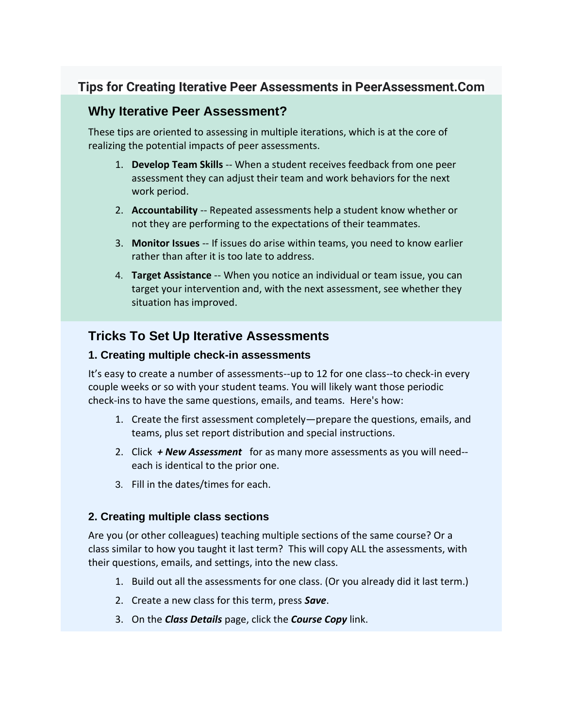# Tips for Creating Iterative Peer Assessments in PeerAssessment.Com

## Why Iterative Peer Assessment?

These tips are oriented to assessing in multiple iterations, which is at the core of realizing the potential impacts of peer assessments.

1. **Develop Team Skills** -- When a student receives feedback from one peer assessment they can adjust their team and work behaviors for the next work period.
2. **Accountability** -- Repeated assessments help a student know whether or not they are performing to the expectations of their teammates.
3. **Monitor Issues** -- If issues do arise within teams, you need to know earlier rather than after it is too late to address.
4. **Target Assistance** -- When you notice an individual or team issue, you can target your intervention and, with the next assessment, see whether they situation has improved.

## Tricks To Set Up Iterative Assessments

### 1. Creating multiple check-in assessments

It's easy to create a number of assessments--up to 12 for one class--to check-in every couple weeks or so with your student teams. You will likely want those periodic check-ins to have the same questions, emails, and teams. Here's how:

1. Create the first assessment completely—prepare the questions, emails, and teams, plus set report distribution and special instructions.
2. Click ***+ New Assessment*** for as many more assessments as you will need--each is identical to the prior one.
3. Fill in the dates/times for each.

### 2. Creating multiple class sections

Are you (or other colleagues) teaching multiple sections of the same course? Or a class similar to how you taught it last term? This will copy ALL the assessments, with their questions, emails, and settings, into the new class.

1. Build out all the assessments for one class. (Or you already did it last term.)
2. Create a new class for this term, press ***Save***.
3. On the ***Class Details*** page, click the ***Course Copy*** link.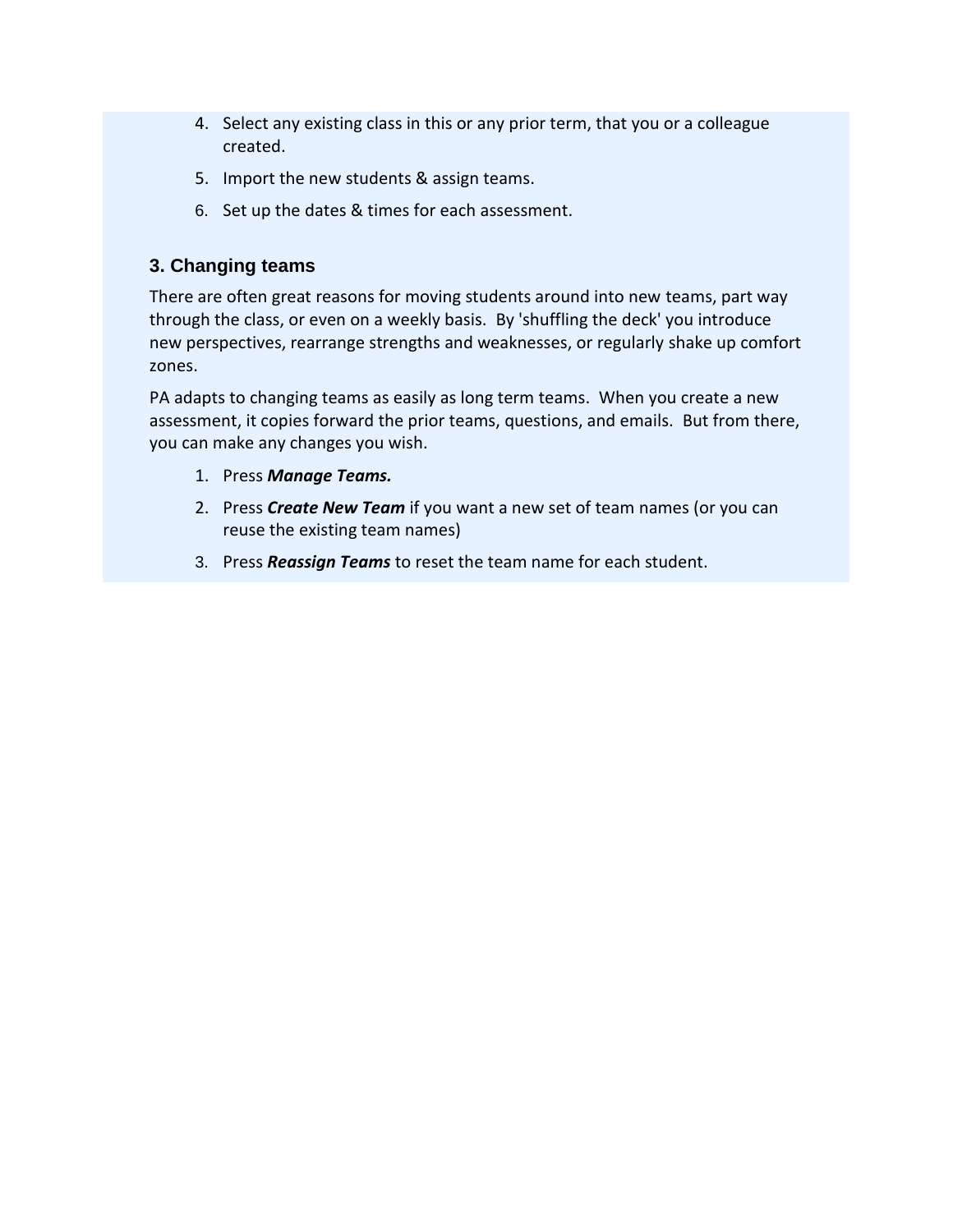4. Select any existing class in this or any prior term, that you or a colleague created.
5. Import the new students & assign teams.
6. Set up the dates & times for each assessment.

### 3. Changing teams

There are often great reasons for moving students around into new teams, part way through the class, or even on a weekly basis. By 'shuffling the deck' you introduce new perspectives, rearrange strengths and weaknesses, or regularly shake up comfort zones.

PA adapts to changing teams as easily as long term teams. When you create a new assessment, it copies forward the prior teams, questions, and emails. But from there, you can make any changes you wish.

1. Press ***Manage Teams.***
2. Press ***Create New Team*** if you want a new set of team names (or you can reuse the existing team names)
3. Press ***Reassign Teams*** to reset the team name for each student.